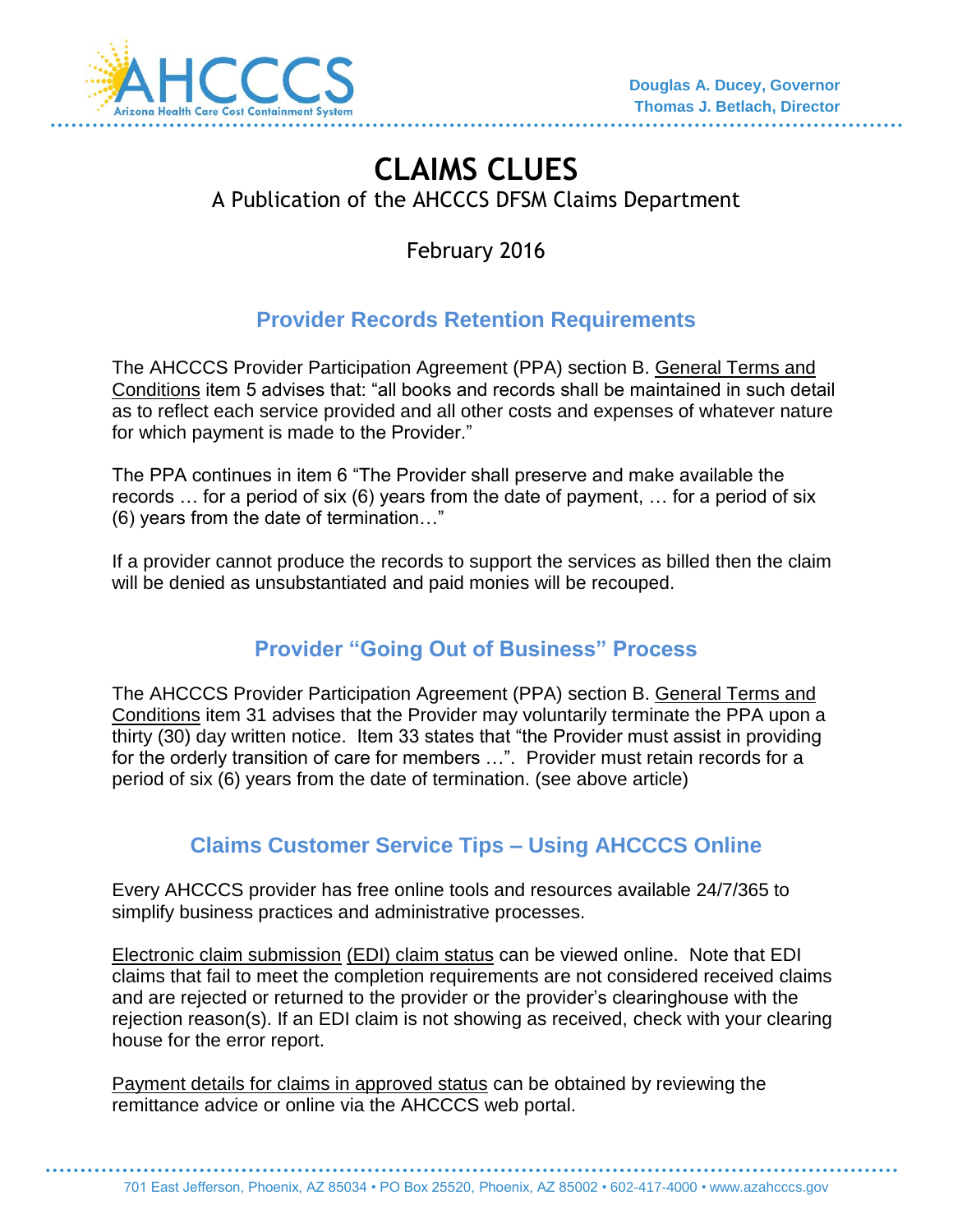AHCCCS
Arizona Health Care Cost Containment System

**Douglas A. Ducey, Governor**
**Thomas J. Betlach, Director**

# CLAIMS CLUES

A Publication of the AHCCCS DFSM Claims Department

February 2016

## Provider Records Retention Requirements

The AHCCCS Provider Participation Agreement (PPA) section B. General Terms and Conditions item 5 advises that: "all books and records shall be maintained in such detail as to reflect each service provided and all other costs and expenses of whatever nature for which payment is made to the Provider."

The PPA continues in item 6 "The Provider shall preserve and make available the records … for a period of six (6) years from the date of payment, … for a period of six (6) years from the date of termination…"

If a provider cannot produce the records to support the services as billed then the claim will be denied as unsubstantiated and paid monies will be recouped.

## Provider "Going Out of Business" Process

The AHCCCS Provider Participation Agreement (PPA) section B. General Terms and Conditions item 31 advises that the Provider may voluntarily terminate the PPA upon a thirty (30) day written notice. Item 33 states that "the Provider must assist in providing for the orderly transition of care for members …". Provider must retain records for a period of six (6) years from the date of termination. (see above article)

## Claims Customer Service Tips – Using AHCCCS Online

Every AHCCCS provider has free online tools and resources available 24/7/365 to simplify business practices and administrative processes.

Electronic claim submission (EDI) claim status can be viewed online. Note that EDI claims that fail to meet the completion requirements are not considered received claims and are rejected or returned to the provider or the provider's clearinghouse with the rejection reason(s). If an EDI claim is not showing as received, check with your clearing house for the error report.

Payment details for claims in approved status can be obtained by reviewing the remittance advice or online via the AHCCCS web portal.

701 East Jefferson, Phoenix, AZ 85034 • PO Box 25520, Phoenix, AZ 85002 • 602-417-4000 • www.azahcccs.gov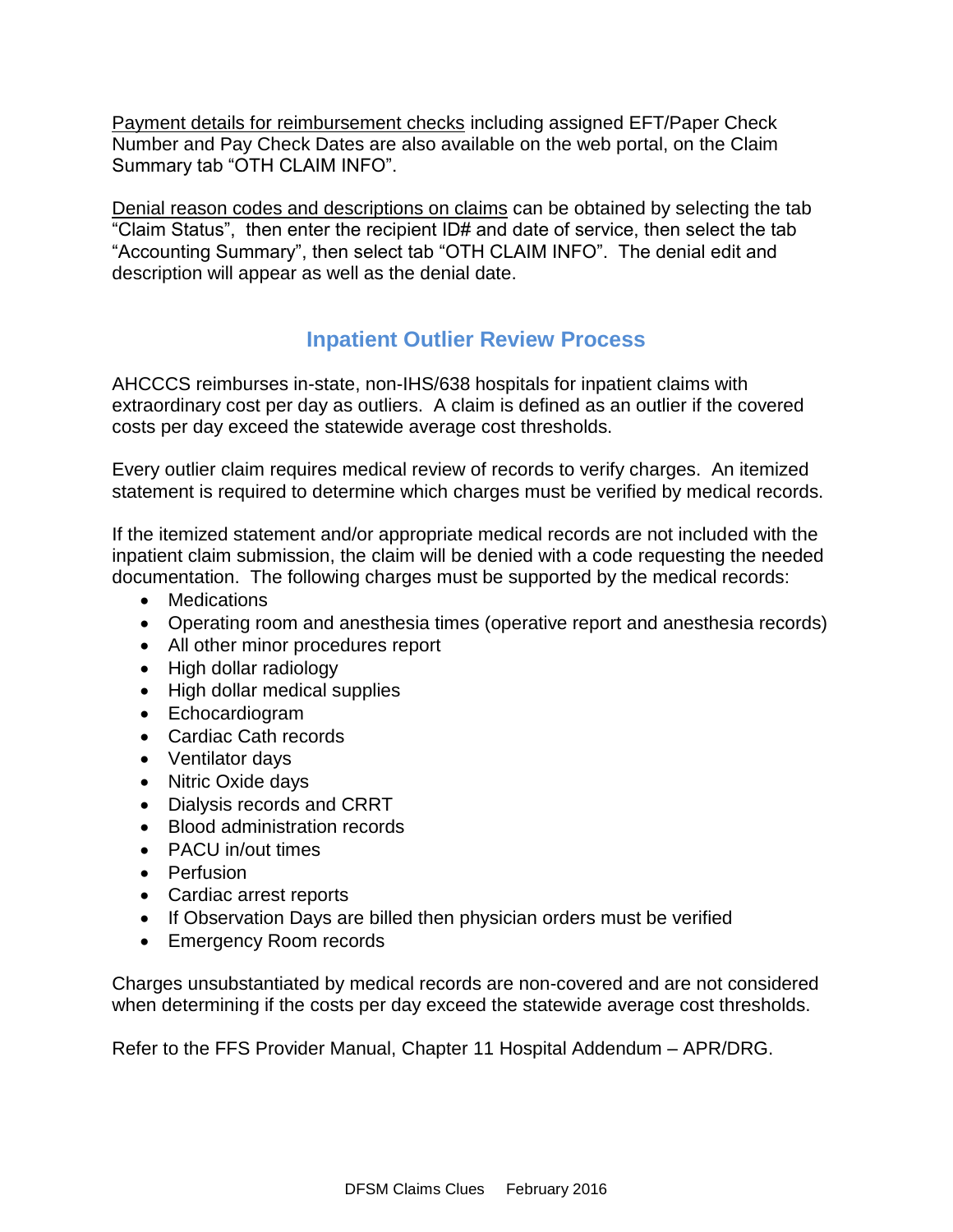Payment details for reimbursement checks including assigned EFT/Paper Check Number and Pay Check Dates are also available on the web portal, on the Claim Summary tab "OTH CLAIM INFO".

Denial reason codes and descriptions on claims can be obtained by selecting the tab "Claim Status", then enter the recipient ID# and date of service, then select the tab "Accounting Summary", then select tab "OTH CLAIM INFO". The denial edit and description will appear as well as the denial date.

## Inpatient Outlier Review Process

AHCCCS reimburses in-state, non-IHS/638 hospitals for inpatient claims with extraordinary cost per day as outliers. A claim is defined as an outlier if the covered costs per day exceed the statewide average cost thresholds.

Every outlier claim requires medical review of records to verify charges. An itemized statement is required to determine which charges must be verified by medical records.

If the itemized statement and/or appropriate medical records are not included with the inpatient claim submission, the claim will be denied with a code requesting the needed documentation. The following charges must be supported by the medical records:

- Medications
- Operating room and anesthesia times (operative report and anesthesia records)
- All other minor procedures report
- High dollar radiology
- High dollar medical supplies
- Echocardiogram
- Cardiac Cath records
- Ventilator days
- Nitric Oxide days
- Dialysis records and CRRT
- Blood administration records
- PACU in/out times
- Perfusion
- Cardiac arrest reports
- If Observation Days are billed then physician orders must be verified
- Emergency Room records

Charges unsubstantiated by medical records are non-covered and are not considered when determining if the costs per day exceed the statewide average cost thresholds.

Refer to the FFS Provider Manual, Chapter 11 Hospital Addendum – APR/DRG.